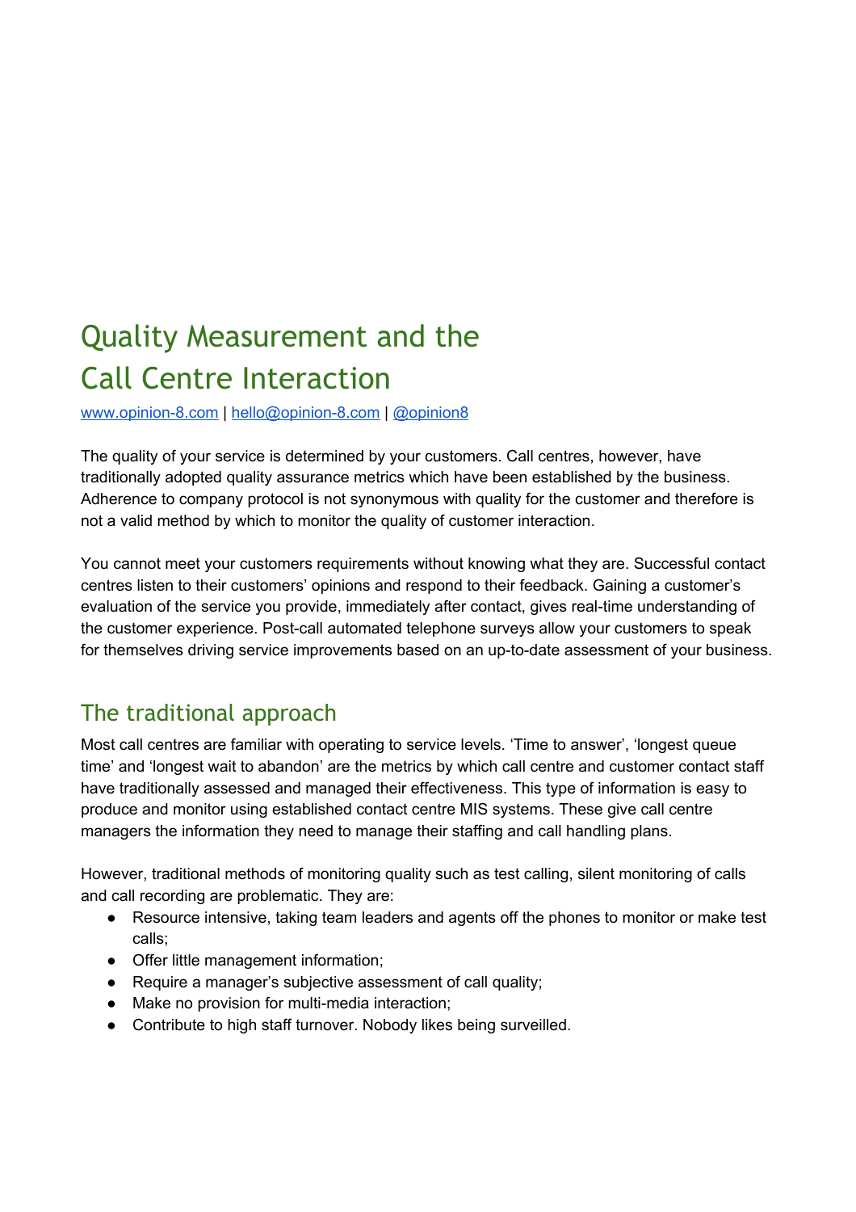# Quality Measurement and the Call Centre Interaction

[www.opinion-8.com](http://www.opinion-8.com) | [hello@opinion-8.com](mailto:hello@opinion-8.com) | [@opinion8](https://twitter.com/opinion8)

The quality of your service is determined by your customers. Call centres, however, have traditionally adopted quality assurance metrics which have been established by the business. Adherence to company protocol is not synonymous with quality for the customer and therefore is not a valid method by which to monitor the quality of customer interaction.

You cannot meet your customers requirements without knowing what they are. Successful contact centres listen to their customers' opinions and respond to their feedback. Gaining a customer's evaluation of the service you provide, immediately after contact, gives real-time understanding of the customer experience. Post-call automated telephone surveys allow your customers to speak for themselves driving service improvements based on an up-to-date assessment of your business.

## The traditional approach

Most call centres are familiar with operating to service levels. 'Time to answer', 'longest queue time' and 'longest wait to abandon' are the metrics by which call centre and customer contact staff have traditionally assessed and managed their effectiveness. This type of information is easy to produce and monitor using established contact centre MIS systems. These give call centre managers the information they need to manage their staffing and call handling plans.

However, traditional methods of monitoring quality such as test calling, silent monitoring of calls and call recording are problematic. They are:

- Resource intensive, taking team leaders and agents off the phones to monitor or make test calls;
- Offer little management information;
- Require a manager's subjective assessment of call quality;
- Make no provision for multi-media interaction;
- Contribute to high staff turnover. Nobody likes being surveilled.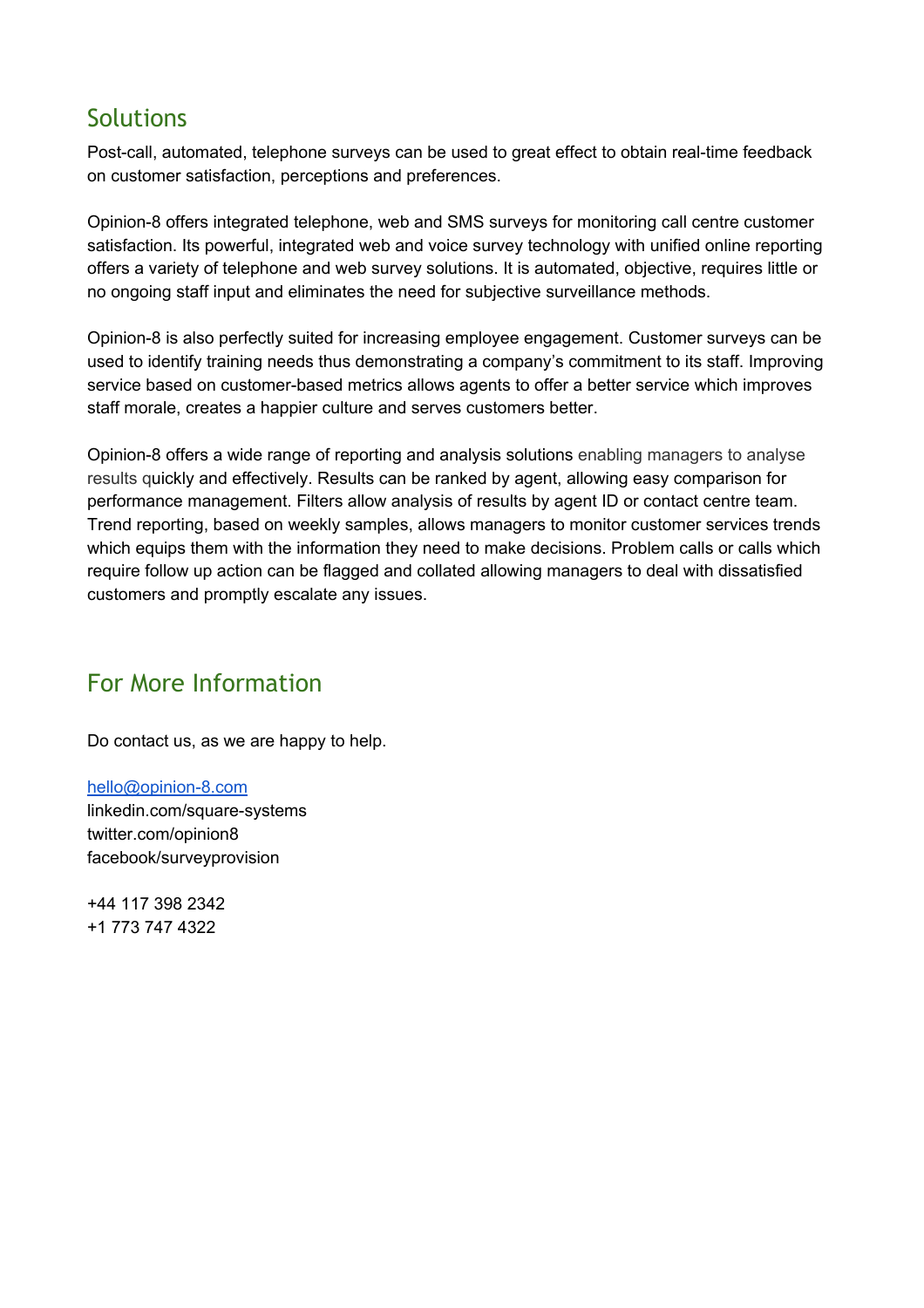## Solutions

Post-call, automated, telephone surveys can be used to great effect to obtain real-time feedback on customer satisfaction, perceptions and preferences.

Opinion-8 offers integrated telephone, web and SMS surveys for monitoring call centre customer satisfaction. Its powerful, integrated web and voice survey technology with unified online reporting offers a variety of telephone and web survey solutions. It is automated, objective, requires little or no ongoing staff input and eliminates the need for subjective surveillance methods.

Opinion-8 is also perfectly suited for increasing employee engagement. Customer surveys can be used to identify training needs thus demonstrating a company's commitment to its staff. Improving service based on customer-based metrics allows agents to offer a better service which improves staff morale, creates a happier culture and serves customers better.

Opinion-8 offers a wide range of reporting and analysis solutions enabling managers to analyse results quickly and effectively. Results can be ranked by agent, allowing easy comparison for performance management. Filters allow analysis of results by agent ID or contact centre team. Trend reporting, based on weekly samples, allows managers to monitor customer services trends which equips them with the information they need to make decisions. Problem calls or calls which require follow up action can be flagged and collated allowing managers to deal with dissatisfied customers and promptly escalate any issues.

## For More Information

Do contact us, as we are happy to help.

hello@opinion-8.com
linkedin.com/square-systems
twitter.com/opinion8
facebook/surveyprovision

+44 117 398 2342
+1 773 747 4322